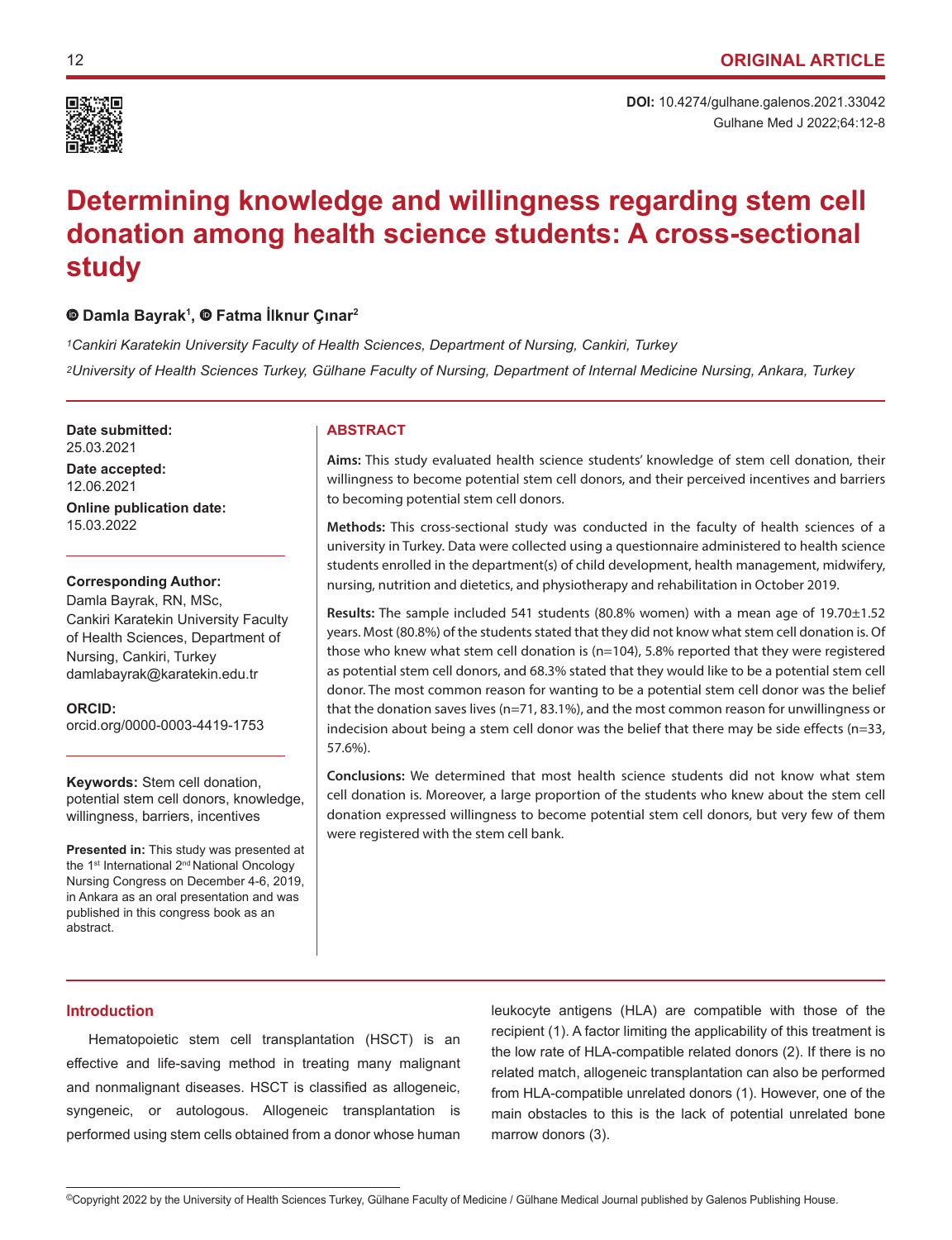ORIGINAL ARTICLE

**DOI:** 10.4274/gulhane.galenos.2021.33042

# Determining knowledge and willingness regarding stem cell donation among health science students: A cross-sectional study

**Damla Bayrak[1], Fatma İlknur Çınar[2]**

*[1]Cankiri Karatekin University Faculty of Health Sciences, Department of Nursing, Cankiri, Turkey*

*[2]University of Health Sciences Turkey, Gülhane Faculty of Nursing, Department of Internal Medicine Nursing, Ankara, Turkey*

**Date submitted:** 25.03.2021

**Date accepted:** 12.06.2021

**Online publication date:** 15.03.2022

**Corresponding Author:**
Damla Bayrak, RN, MSc,
Cankiri Karatekin University Faculty of Health Sciences, Department of Nursing, Cankiri, Turkey
damlabayrak@karatekin.edu.tr

**ORCID:**
orcid.org/0000-0003-4419-1753

**Keywords:** Stem cell donation, potential stem cell donors, knowledge, willingness, barriers, incentives

**Presented in:** This study was presented at the 1st International 2nd National Oncology Nursing Congress on December 4-6, 2019, in Ankara as an oral presentation and was published in this congress book as an abstract.

## ABSTRACT

**Aims:** This study evaluated health science students' knowledge of stem cell donation, their willingness to become potential stem cell donors, and their perceived incentives and barriers to becoming potential stem cell donors.

**Methods:** This cross-sectional study was conducted in the faculty of health sciences of a university in Turkey. Data were collected using a questionnaire administered to health science students enrolled in the department(s) of child development, health management, midwifery, nursing, nutrition and dietetics, and physiotherapy and rehabilitation in October 2019.

**Results:** The sample included 541 students (80.8% women) with a mean age of 19.70±1.52 years. Most (80.8%) of the students stated that they did not know what stem cell donation is. Of those who knew what stem cell donation is (n=104), 5.8% reported that they were registered as potential stem cell donors, and 68.3% stated that they would like to be a potential stem cell donor. The most common reason for wanting to be a potential stem cell donor was the belief that the donation saves lives (n=71, 83.1%), and the most common reason for unwillingness or indecision about being a stem cell donor was the belief that there may be side effects (n=33, 57.6%).

**Conclusions:** We determined that most health science students did not know what stem cell donation is. Moreover, a large proportion of the students who knew about the stem cell donation expressed willingness to become potential stem cell donors, but very few of them were registered with the stem cell bank.

## Introduction

Hematopoietic stem cell transplantation (HSCT) is an effective and life-saving method in treating many malignant and nonmalignant diseases. HSCT is classified as allogeneic, syngeneic, or autologous. Allogeneic transplantation is performed using stem cells obtained from a donor whose human leukocyte antigens (HLA) are compatible with those of the recipient (1). A factor limiting the applicability of this treatment is the low rate of HLA-compatible related donors (2). If there is no related match, allogeneic transplantation can also be performed from HLA-compatible unrelated donors (1). However, one of the main obstacles to this is the lack of potential unrelated bone marrow donors (3).

©Copyright 2022 by the University of Health Sciences Turkey, Gülhane Faculty of Medicine / Gülhane Medical Journal published by Galenos Publishing House.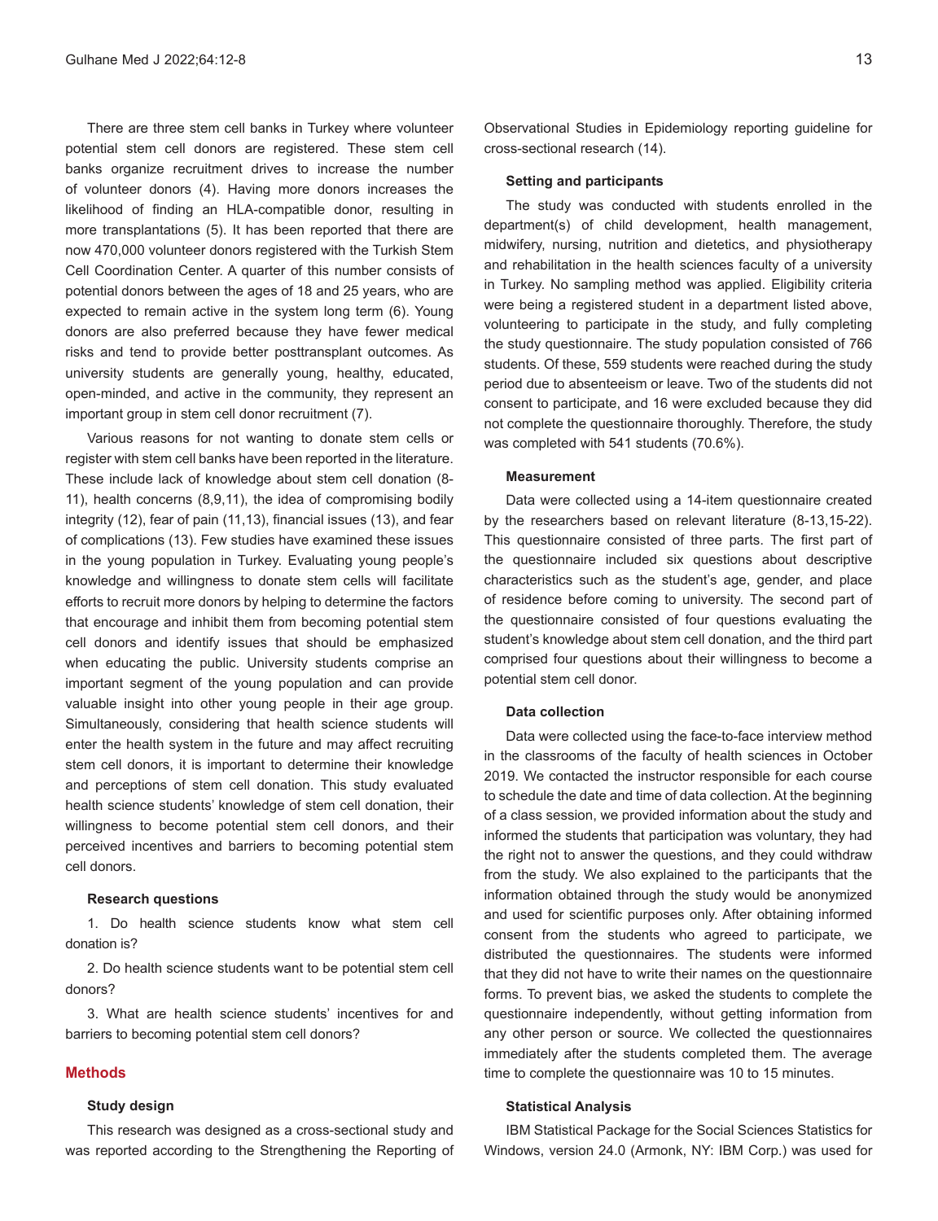There are three stem cell banks in Turkey where volunteer potential stem cell donors are registered. These stem cell banks organize recruitment drives to increase the number of volunteer donors (4). Having more donors increases the likelihood of finding an HLA-compatible donor, resulting in more transplantations (5). It has been reported that there are now 470,000 volunteer donors registered with the Turkish Stem Cell Coordination Center. A quarter of this number consists of potential donors between the ages of 18 and 25 years, who are expected to remain active in the system long term (6). Young donors are also preferred because they have fewer medical risks and tend to provide better posttransplant outcomes. As university students are generally young, healthy, educated, open-minded, and active in the community, they represent an important group in stem cell donor recruitment (7).

Various reasons for not wanting to donate stem cells or register with stem cell banks have been reported in the literature. These include lack of knowledge about stem cell donation (8-11), health concerns (8,9,11), the idea of compromising bodily integrity (12), fear of pain (11,13), financial issues (13), and fear of complications (13). Few studies have examined these issues in the young population in Turkey. Evaluating young people's knowledge and willingness to donate stem cells will facilitate efforts to recruit more donors by helping to determine the factors that encourage and inhibit them from becoming potential stem cell donors and identify issues that should be emphasized when educating the public. University students comprise an important segment of the young population and can provide valuable insight into other young people in their age group. Simultaneously, considering that health science students will enter the health system in the future and may affect recruiting stem cell donors, it is important to determine their knowledge and perceptions of stem cell donation. This study evaluated health science students' knowledge of stem cell donation, their willingness to become potential stem cell donors, and their perceived incentives and barriers to becoming potential stem cell donors.

### Research questions

1. Do health science students know what stem cell donation is?

2. Do health science students want to be potential stem cell donors?

3. What are health science students' incentives for and barriers to becoming potential stem cell donors?

## Methods

### Study design

This research was designed as a cross-sectional study and was reported according to the Strengthening the Reporting of Observational Studies in Epidemiology reporting guideline for cross-sectional research (14).

### Setting and participants

The study was conducted with students enrolled in the department(s) of child development, health management, midwifery, nursing, nutrition and dietetics, and physiotherapy and rehabilitation in the health sciences faculty of a university in Turkey. No sampling method was applied. Eligibility criteria were being a registered student in a department listed above, volunteering to participate in the study, and fully completing the study questionnaire. The study population consisted of 766 students. Of these, 559 students were reached during the study period due to absenteeism or leave. Two of the students did not consent to participate, and 16 were excluded because they did not complete the questionnaire thoroughly. Therefore, the study was completed with 541 students (70.6%).

### Measurement

Data were collected using a 14-item questionnaire created by the researchers based on relevant literature (8-13,15-22). This questionnaire consisted of three parts. The first part of the questionnaire included six questions about descriptive characteristics such as the student's age, gender, and place of residence before coming to university. The second part of the questionnaire consisted of four questions evaluating the student's knowledge about stem cell donation, and the third part comprised four questions about their willingness to become a potential stem cell donor.

### Data collection

Data were collected using the face-to-face interview method in the classrooms of the faculty of health sciences in October 2019. We contacted the instructor responsible for each course to schedule the date and time of data collection. At the beginning of a class session, we provided information about the study and informed the students that participation was voluntary, they had the right not to answer the questions, and they could withdraw from the study. We also explained to the participants that the information obtained through the study would be anonymized and used for scientific purposes only. After obtaining informed consent from the students who agreed to participate, we distributed the questionnaires. The students were informed that they did not have to write their names on the questionnaire forms. To prevent bias, we asked the students to complete the questionnaire independently, without getting information from any other person or source. We collected the questionnaires immediately after the students completed them. The average time to complete the questionnaire was 10 to 15 minutes.

### Statistical Analysis

IBM Statistical Package for the Social Sciences Statistics for Windows, version 24.0 (Armonk, NY: IBM Corp.) was used for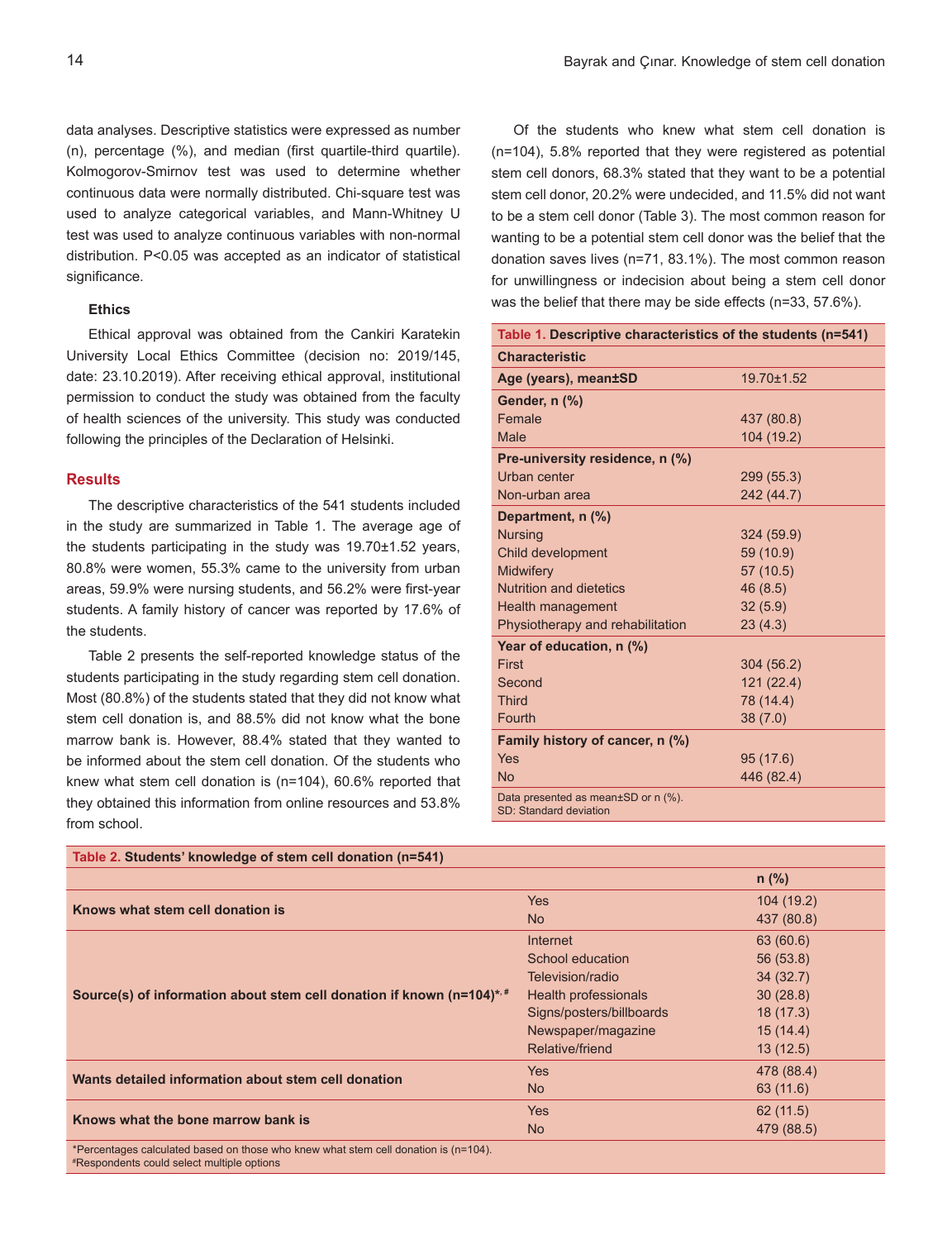data analyses. Descriptive statistics were expressed as number (n), percentage (%), and median (first quartile-third quartile). Kolmogorov-Smirnov test was used to determine whether continuous data were normally distributed. Chi-square test was used to analyze categorical variables, and Mann-Whitney U test was used to analyze continuous variables with non-normal distribution. P<0.05 was accepted as an indicator of statistical significance.

### Ethics

Ethical approval was obtained from the Cankiri Karatekin University Local Ethics Committee (decision no: 2019/145, date: 23.10.2019). After receiving ethical approval, institutional permission to conduct the study was obtained from the faculty of health sciences of the university. This study was conducted following the principles of the Declaration of Helsinki.

## Results

The descriptive characteristics of the 541 students included in the study are summarized in Table 1. The average age of the students participating in the study was 19.70±1.52 years, 80.8% were women, 55.3% came to the university from urban areas, 59.9% were nursing students, and 56.2% were first-year students. A family history of cancer was reported by 17.6% of the students.

Table 2 presents the self-reported knowledge status of the students participating in the study regarding stem cell donation. Most (80.8%) of the students stated that they did not know what stem cell donation is, and 88.5% did not know what the bone marrow bank is. However, 88.4% stated that they wanted to be informed about the stem cell donation. Of the students who knew what stem cell donation is (n=104), 60.6% reported that they obtained this information from online resources and 53.8% from school.

Of the students who knew what stem cell donation is (n=104), 5.8% reported that they were registered as potential stem cell donors, 68.3% stated that they want to be a potential stem cell donor, 20.2% were undecided, and 11.5% did not want to be a stem cell donor (Table 3). The most common reason for wanting to be a potential stem cell donor was the belief that the donation saves lives (n=71, 83.1%). The most common reason for unwillingness or indecision about being a stem cell donor was the belief that there may be side effects (n=33, 57.6%).

**Table 1. Descriptive characteristics of the students (n=541)**

| Characteristic | |
|---|---|
| **Age (years), mean±SD** | 19.70±1.52 |
| **Gender, n (%)** | |
| Female | 437 (80.8) |
| Male | 104 (19.2) |
| **Pre-university residence, n (%)** | |
| Urban center | 299 (55.3) |
| Non-urban area | 242 (44.7) |
| **Department, n (%)** | |
| Nursing | 324 (59.9) |
| Child development | 59 (10.9) |
| Midwifery | 57 (10.5) |
| Nutrition and dietetics | 46 (8.5) |
| Health management | 32 (5.9) |
| Physiotherapy and rehabilitation | 23 (4.3) |
| **Year of education, n (%)** | |
| First | 304 (56.2) |
| Second | 121 (22.4) |
| Third | 78 (14.4) |
| Fourth | 38 (7.0) |
| **Family history of cancer, n (%)** | |
| Yes | 95 (17.6) |
| No | 446 (82.4) |

Data presented as mean±SD or n (%).
SD: Standard deviation

**Table 2. Students' knowledge of stem cell donation (n=541)**

| | | n (%) |
|---|---|---|
| **Knows what stem cell donation is** | Yes | 104 (19.2) |
| | No | 437 (80.8) |
| **Source(s) of information about stem cell donation if known (n=104)*,#** | Internet | 63 (60.6) |
| | School education | 56 (53.8) |
| | Television/radio | 34 (32.7) |
| | Health professionals | 30 (28.8) |
| | Signs/posters/billboards | 18 (17.3) |
| | Newspaper/magazine | 15 (14.4) |
| | Relative/friend | 13 (12.5) |
| **Wants detailed information about stem cell donation** | Yes | 478 (88.4) |
| | No | 63 (11.6) |
| **Knows what the bone marrow bank is** | Yes | 62 (11.5) |
| | No | 479 (88.5) |

*Percentages calculated based on those who knew what stem cell donation is (n=104).
#Respondents could select multiple options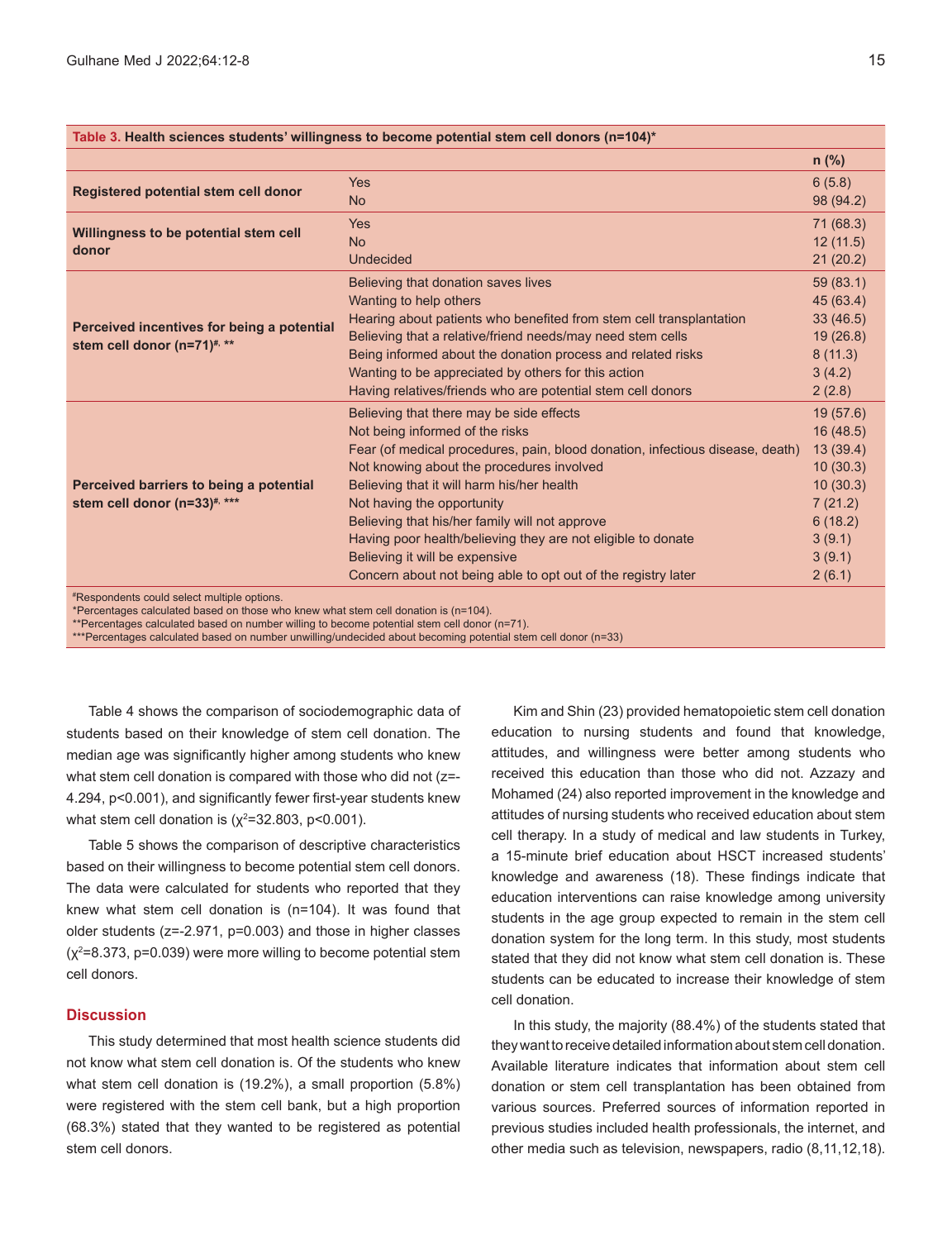**Table 3. Health sciences students' willingness to become potential stem cell donors (n=104)***

| | | n (%) |
|---|---|---|
| Registered potential stem cell donor | Yes | 6 (5.8) |
| | No | 98 (94.2) |
| Willingness to be potential stem cell donor | Yes | 71 (68.3) |
| | No | 12 (11.5) |
| | Undecided | 21 (20.2) |
| Perceived incentives for being a potential stem cell donor (n=71)[#, **] | Believing that donation saves lives | 59 (83.1) |
| | Wanting to help others | 45 (63.4) |
| | Hearing about patients who benefited from stem cell transplantation | 33 (46.5) |
| | Believing that a relative/friend needs/may need stem cells | 19 (26.8) |
| | Being informed about the donation process and related risks | 8 (11.3) |
| | Wanting to be appreciated by others for this action | 3 (4.2) |
| | Having relatives/friends who are potential stem cell donors | 2 (2.8) |
| Perceived barriers to being a potential stem cell donor (n=33)[#, ***] | Believing that there may be side effects | 19 (57.6) |
| | Not being informed of the risks | 16 (48.5) |
| | Fear (of medical procedures, pain, blood donation, infectious disease, death) | 13 (39.4) |
| | Not knowing about the procedures involved | 10 (30.3) |
| | Believing that it will harm his/her health | 10 (30.3) |
| | Not having the opportunity | 7 (21.2) |
| | Believing that his/her family will not approve | 6 (18.2) |
| | Having poor health/believing they are not eligible to donate | 3 (9.1) |
| | Believing it will be expensive | 3 (9.1) |
| | Concern about not being able to opt out of the registry later | 2 (6.1) |

[#]Respondents could select multiple options.
*Percentages calculated based on those who knew what stem cell donation is (n=104).
**Percentages calculated based on number willing to become potential stem cell donor (n=71).
***Percentages calculated based on number unwilling/undecided about becoming potential stem cell donor (n=33)

Table 4 shows the comparison of sociodemographic data of students based on their knowledge of stem cell donation. The median age was significantly higher among students who knew what stem cell donation is compared with those who did not (z=-4.294, $p<0.001$), and significantly fewer first-year students knew what stem cell donation is ($\chi^2$=32.803, $p<0.001$).

Table 5 shows the comparison of descriptive characteristics based on their willingness to become potential stem cell donors. The data were calculated for students who reported that they knew what stem cell donation is (n=104). It was found that older students (z=-2.971, p=0.003) and those in higher classes ($\chi^2$=8.373, p=0.039) were more willing to become potential stem cell donors.

## Discussion

This study determined that most health science students did not know what stem cell donation is. Of the students who knew what stem cell donation is (19.2%), a small proportion (5.8%) were registered with the stem cell bank, but a high proportion (68.3%) stated that they wanted to be registered as potential stem cell donors.

Kim and Shin (23) provided hematopoietic stem cell donation education to nursing students and found that knowledge, attitudes, and willingness were better among students who received this education than those who did not. Azzazy and Mohamed (24) also reported improvement in the knowledge and attitudes of nursing students who received education about stem cell therapy. In a study of medical and law students in Turkey, a 15-minute brief education about HSCT increased students' knowledge and awareness (18). These findings indicate that education interventions can raise knowledge among university students in the age group expected to remain in the stem cell donation system for the long term. In this study, most students stated that they did not know what stem cell donation is. These students can be educated to increase their knowledge of stem cell donation.

In this study, the majority (88.4%) of the students stated that they want to receive detailed information about stem cell donation. Available literature indicates that information about stem cell donation or stem cell transplantation has been obtained from various sources. Preferred sources of information reported in previous studies included health professionals, the internet, and other media such as television, newspapers, radio (8,11,12,18).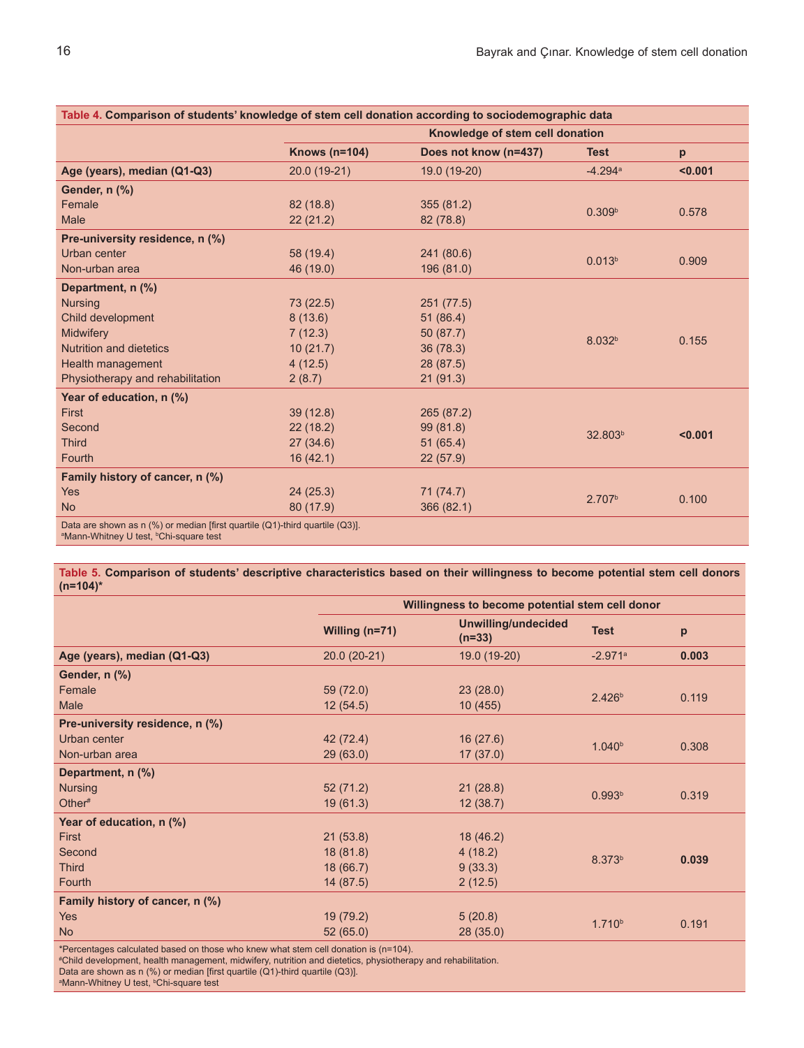**Table 4. Comparison of students' knowledge of stem cell donation according to sociodemographic data**

| | Knowledge of stem cell donation | | | |
|---|---|---|---|---|
| | Knows (n=104) | Does not know (n=437) | Test | p |
| **Age (years), median (Q1-Q3)** | 20.0 (19-21) | 19.0 (19-20) | -4.294[a] | **<0.001** |
| **Gender, n (%)** | | | | |
| Female | 82 (18.8) | 355 (81.2) | 0.309[b] | 0.578 |
| Male | 22 (21.2) | 82 (78.8) | | |
| **Pre-university residence, n (%)** | | | | |
| Urban center | 58 (19.4) | 241 (80.6) | 0.013[b] | 0.909 |
| Non-urban area | 46 (19.0) | 196 (81.0) | | |
| **Department, n (%)** | | | | |
| Nursing | 73 (22.5) | 251 (77.5) | 8.032[b] | 0.155 |
| Child development | 8 (13.6) | 51 (86.4) | | |
| Midwifery | 7 (12.3) | 50 (87.7) | | |
| Nutrition and dietetics | 10 (21.7) | 36 (78.3) | | |
| Health management | 4 (12.5) | 28 (87.5) | | |
| Physiotherapy and rehabilitation | 2 (8.7) | 21 (91.3) | | |
| **Year of education, n (%)** | | | | |
| First | 39 (12.8) | 265 (87.2) | 32.803[b] | **<0.001** |
| Second | 22 (18.2) | 99 (81.8) | | |
| Third | 27 (34.6) | 51 (65.4) | | |
| Fourth | 16 (42.1) | 22 (57.9) | | |
| **Family history of cancer, n (%)** | | | | |
| Yes | 24 (25.3) | 71 (74.7) | 2.707[b] | 0.100 |
| No | 80 (17.9) | 366 (82.1) | | |

Data are shown as n (%) or median [first quartile (Q1)-third quartile (Q3)].
[a]Mann-Whitney U test, [b]Chi-square test

**Table 5. Comparison of students' descriptive characteristics based on their willingness to become potential stem cell donors (n=104)***

| | Willingness to become potential stem cell donor | | | |
|---|---|---|---|---|
| | Willing (n=71) | Unwilling/undecided (n=33) | Test | p |
| **Age (years), median (Q1-Q3)** | 20.0 (20-21) | 19.0 (19-20) | -2.971[a] | **0.003** |
| **Gender, n (%)** | | | | |
| Female | 59 (72.0) | 23 (28.0) | 2.426[b] | 0.119 |
| Male | 12 (54.5) | 10 (455) | | |
| **Pre-university residence, n (%)** | | | | |
| Urban center | 42 (72.4) | 16 (27.6) | 1.040[b] | 0.308 |
| Non-urban area | 29 (63.0) | 17 (37.0) | | |
| **Department, n (%)** | | | | |
| Nursing | 52 (71.2) | 21 (28.8) | 0.993[b] | 0.319 |
| Other[#] | 19 (61.3) | 12 (38.7) | | |
| **Year of education, n (%)** | | | | |
| First | 21 (53.8) | 18 (46.2) | 8.373[b] | **0.039** |
| Second | 18 (81.8) | 4 (18.2) | | |
| Third | 18 (66.7) | 9 (33.3) | | |
| Fourth | 14 (87.5) | 2 (12.5) | | |
| **Family history of cancer, n (%)** | | | | |
| Yes | 19 (79.2) | 5 (20.8) | 1.710[b] | 0.191 |
| No | 52 (65.0) | 28 (35.0) | | |

*Percentages calculated based on those who knew what stem cell donation is (n=104).
[#]Child development, health management, midwifery, nutrition and dietetics, physiotherapy and rehabilitation.
Data are shown as n (%) or median [first quartile (Q1)-third quartile (Q3)].
[a]Mann-Whitney U test, [b]Chi-square test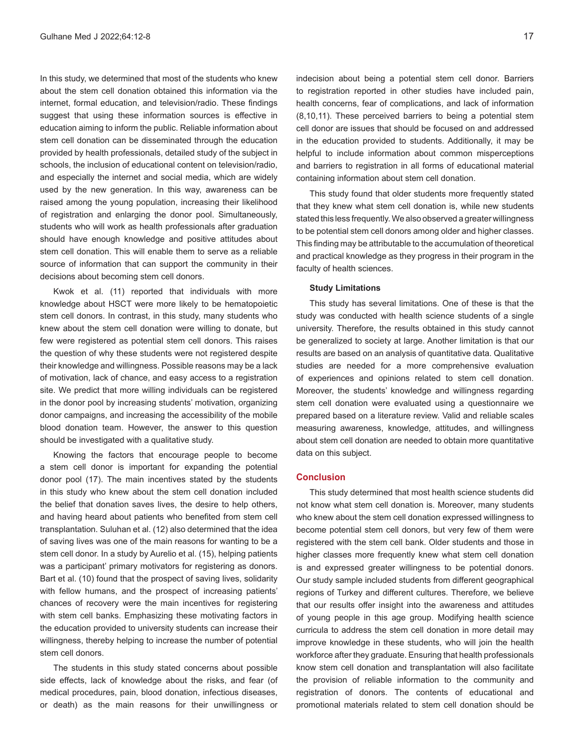In this study, we determined that most of the students who knew about the stem cell donation obtained this information via the internet, formal education, and television/radio. These findings suggest that using these information sources is effective in education aiming to inform the public. Reliable information about stem cell donation can be disseminated through the education provided by health professionals, detailed study of the subject in schools, the inclusion of educational content on television/radio, and especially the internet and social media, which are widely used by the new generation. In this way, awareness can be raised among the young population, increasing their likelihood of registration and enlarging the donor pool. Simultaneously, students who will work as health professionals after graduation should have enough knowledge and positive attitudes about stem cell donation. This will enable them to serve as a reliable source of information that can support the community in their decisions about becoming stem cell donors.

Kwok et al. (11) reported that individuals with more knowledge about HSCT were more likely to be hematopoietic stem cell donors. In contrast, in this study, many students who knew about the stem cell donation were willing to donate, but few were registered as potential stem cell donors. This raises the question of why these students were not registered despite their knowledge and willingness. Possible reasons may be a lack of motivation, lack of chance, and easy access to a registration site. We predict that more willing individuals can be registered in the donor pool by increasing students' motivation, organizing donor campaigns, and increasing the accessibility of the mobile blood donation team. However, the answer to this question should be investigated with a qualitative study.

Knowing the factors that encourage people to become a stem cell donor is important for expanding the potential donor pool (17). The main incentives stated by the students in this study who knew about the stem cell donation included the belief that donation saves lives, the desire to help others, and having heard about patients who benefited from stem cell transplantation. Suluhan et al. (12) also determined that the idea of saving lives was one of the main reasons for wanting to be a stem cell donor. In a study by Aurelio et al. (15), helping patients was a participant' primary motivators for registering as donors. Bart et al. (10) found that the prospect of saving lives, solidarity with fellow humans, and the prospect of increasing patients' chances of recovery were the main incentives for registering with stem cell banks. Emphasizing these motivating factors in the education provided to university students can increase their willingness, thereby helping to increase the number of potential stem cell donors.

The students in this study stated concerns about possible side effects, lack of knowledge about the risks, and fear (of medical procedures, pain, blood donation, infectious diseases, or death) as the main reasons for their unwillingness or indecision about being a potential stem cell donor. Barriers to registration reported in other studies have included pain, health concerns, fear of complications, and lack of information (8,10,11). These perceived barriers to being a potential stem cell donor are issues that should be focused on and addressed in the education provided to students. Additionally, it may be helpful to include information about common misperceptions and barriers to registration in all forms of educational material containing information about stem cell donation.

This study found that older students more frequently stated that they knew what stem cell donation is, while new students stated this less frequently. We also observed a greater willingness to be potential stem cell donors among older and higher classes. This finding may be attributable to the accumulation of theoretical and practical knowledge as they progress in their program in the faculty of health sciences.

#### Study Limitations

This study has several limitations. One of these is that the study was conducted with health science students of a single university. Therefore, the results obtained in this study cannot be generalized to society at large. Another limitation is that our results are based on an analysis of quantitative data. Qualitative studies are needed for a more comprehensive evaluation of experiences and opinions related to stem cell donation. Moreover, the students' knowledge and willingness regarding stem cell donation were evaluated using a questionnaire we prepared based on a literature review. Valid and reliable scales measuring awareness, knowledge, attitudes, and willingness about stem cell donation are needed to obtain more quantitative data on this subject.

## Conclusion

This study determined that most health science students did not know what stem cell donation is. Moreover, many students who knew about the stem cell donation expressed willingness to become potential stem cell donors, but very few of them were registered with the stem cell bank. Older students and those in higher classes more frequently knew what stem cell donation is and expressed greater willingness to be potential donors. Our study sample included students from different geographical regions of Turkey and different cultures. Therefore, we believe that our results offer insight into the awareness and attitudes of young people in this age group. Modifying health science curricula to address the stem cell donation in more detail may improve knowledge in these students, who will join the health workforce after they graduate. Ensuring that health professionals know stem cell donation and transplantation will also facilitate the provision of reliable information to the community and registration of donors. The contents of educational and promotional materials related to stem cell donation should be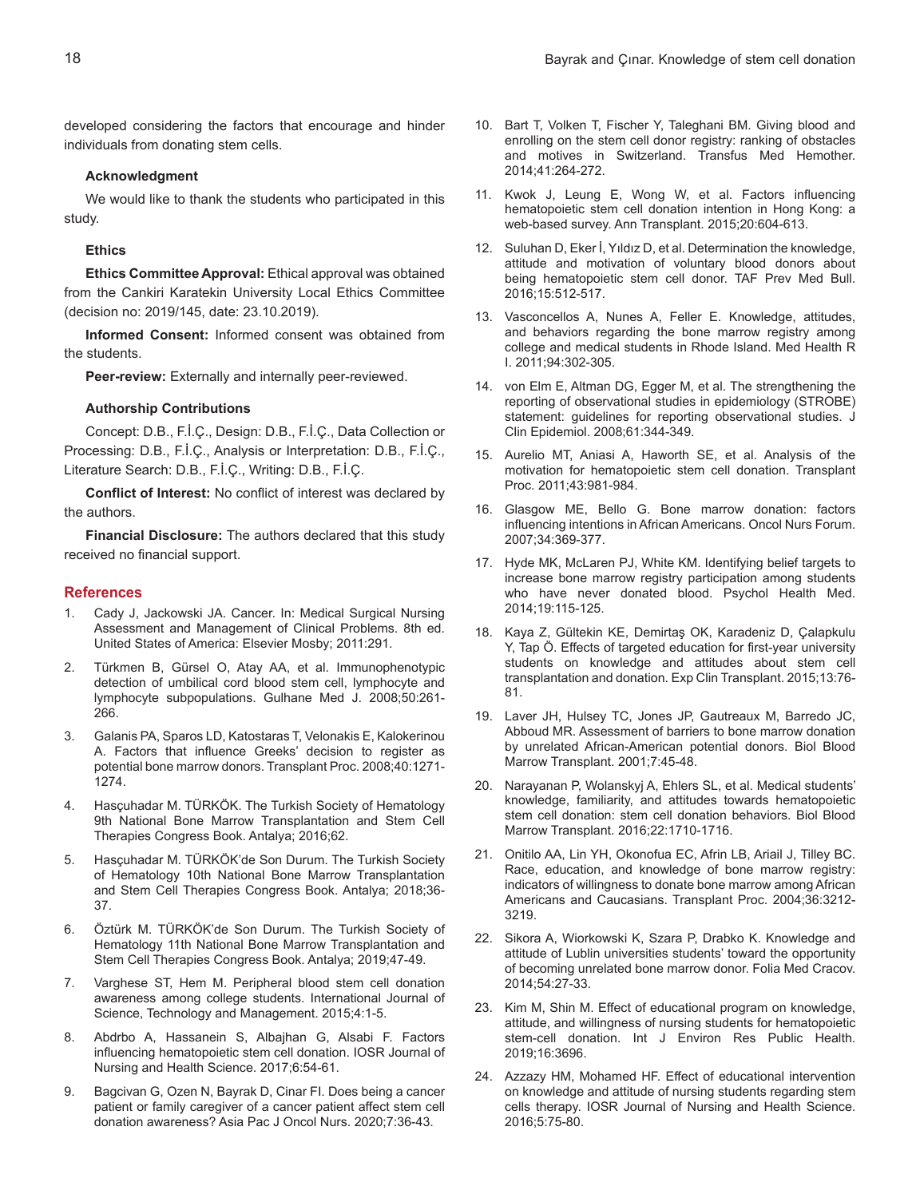developed considering the factors that encourage and hinder individuals from donating stem cells.

### Acknowledgment

We would like to thank the students who participated in this study.

### Ethics

**Ethics Committee Approval:** Ethical approval was obtained from the Cankiri Karatekin University Local Ethics Committee (decision no: 2019/145, date: 23.10.2019).

**Informed Consent:** Informed consent was obtained from the students.

**Peer-review:** Externally and internally peer-reviewed.

### Authorship Contributions

Concept: D.B., F.İ.Ç., Design: D.B., F.İ.Ç., Data Collection or Processing: D.B., F.İ.Ç., Analysis or Interpretation: D.B., F.İ.Ç., Literature Search: D.B., F.İ.Ç., Writing: D.B., F.İ.Ç.

**Conflict of Interest:** No conflict of interest was declared by the authors.

**Financial Disclosure:** The authors declared that this study received no financial support.

## References

1. Cady J, Jackowski JA. Cancer. In: Medical Surgical Nursing Assessment and Management of Clinical Problems. 8th ed. United States of America: Elsevier Mosby; 2011:291.
2. Türkmen B, Gürsel O, Atay AA, et al. Immunophenotypic detection of umbilical cord blood stem cell, lymphocyte and lymphocyte subpopulations. Gulhane Med J. 2008;50:261-266.
3. Galanis PA, Sparos LD, Katostaras T, Velonakis E, Kalokerinou A. Factors that influence Greeks' decision to register as potential bone marrow donors. Transplant Proc. 2008;40:1271-1274.
4. Hasçuhadar M. TÜRKÖK. The Turkish Society of Hematology 9th National Bone Marrow Transplantation and Stem Cell Therapies Congress Book. Antalya; 2016;62.
5. Hasçuhadar M. TÜRKÖK'de Son Durum. The Turkish Society of Hematology 10th National Bone Marrow Transplantation and Stem Cell Therapies Congress Book. Antalya; 2018;36-37.
6. Öztürk M. TÜRKÖK'de Son Durum. The Turkish Society of Hematology 11th National Bone Marrow Transplantation and Stem Cell Therapies Congress Book. Antalya; 2019;47-49.
7. Varghese ST, Hem M. Peripheral blood stem cell donation awareness among college students. International Journal of Science, Technology and Management. 2015;4:1-5.
8. Abdrbo A, Hassanein S, Albajhan G, Alsabi F. Factors influencing hematopoietic stem cell donation. IOSR Journal of Nursing and Health Science. 2017;6:54-61.
9. Bagcivan G, Ozen N, Bayrak D, Cinar FI. Does being a cancer patient or family caregiver of a cancer patient affect stem cell donation awareness? Asia Pac J Oncol Nurs. 2020;7:36-43.
10. Bart T, Volken T, Fischer Y, Taleghani BM. Giving blood and enrolling on the stem cell donor registry: ranking of obstacles and motives in Switzerland. Transfus Med Hemother. 2014;41:264-272.
11. Kwok J, Leung E, Wong W, et al. Factors influencing hematopoietic stem cell donation intention in Hong Kong: a web-based survey. Ann Transplant. 2015;20:604-613.
12. Suluhan D, Eker İ, Yıldız D, et al. Determination the knowledge, attitude and motivation of voluntary blood donors about being hematopoietic stem cell donor. TAF Prev Med Bull. 2016;15:512-517.
13. Vasconcellos A, Nunes A, Feller E. Knowledge, attitudes, and behaviors regarding the bone marrow registry among college and medical students in Rhode Island. Med Health R I. 2011;94:302-305.
14. von Elm E, Altman DG, Egger M, et al. The strengthening the reporting of observational studies in epidemiology (STROBE) statement: guidelines for reporting observational studies. J Clin Epidemiol. 2008;61:344-349.
15. Aurelio MT, Aniasi A, Haworth SE, et al. Analysis of the motivation for hematopoietic stem cell donation. Transplant Proc. 2011;43:981-984.
16. Glasgow ME, Bello G. Bone marrow donation: factors influencing intentions in African Americans. Oncol Nurs Forum. 2007;34:369-377.
17. Hyde MK, McLaren PJ, White KM. Identifying belief targets to increase bone marrow registry participation among students who have never donated blood. Psychol Health Med. 2014;19:115-125.
18. Kaya Z, Gültekin KE, Demirtaş OK, Karadeniz D, Çalapkulu Y, Tap Ö. Effects of targeted education for first-year university students on knowledge and attitudes about stem cell transplantation and donation. Exp Clin Transplant. 2015;13:76-81.
19. Laver JH, Hulsey TC, Jones JP, Gautreaux M, Barredo JC, Abboud MR. Assessment of barriers to bone marrow donation by unrelated African-American potential donors. Biol Blood Marrow Transplant. 2001;7:45-48.
20. Narayanan P, Wolanskyj A, Ehlers SL, et al. Medical students' knowledge, familiarity, and attitudes towards hematopoietic stem cell donation: stem cell donation behaviors. Biol Blood Marrow Transplant. 2016;22:1710-1716.
21. Onitilo AA, Lin YH, Okonofua EC, Afrin LB, Ariail J, Tilley BC. Race, education, and knowledge of bone marrow registry: indicators of willingness to donate bone marrow among African Americans and Caucasians. Transplant Proc. 2004;36:3212-3219.
22. Sikora A, Wiorkowski K, Szara P, Drabko K. Knowledge and attitude of Lublin universities students' toward the opportunity of becoming unrelated bone marrow donor. Folia Med Cracov. 2014;54:27-33.
23. Kim M, Shin M. Effect of educational program on knowledge, attitude, and willingness of nursing students for hematopoietic stem-cell donation. Int J Environ Res Public Health. 2019;16:3696.
24. Azzazy HM, Mohamed HF. Effect of educational intervention on knowledge and attitude of nursing students regarding stem cells therapy. IOSR Journal of Nursing and Health Science. 2016;5:75-80.